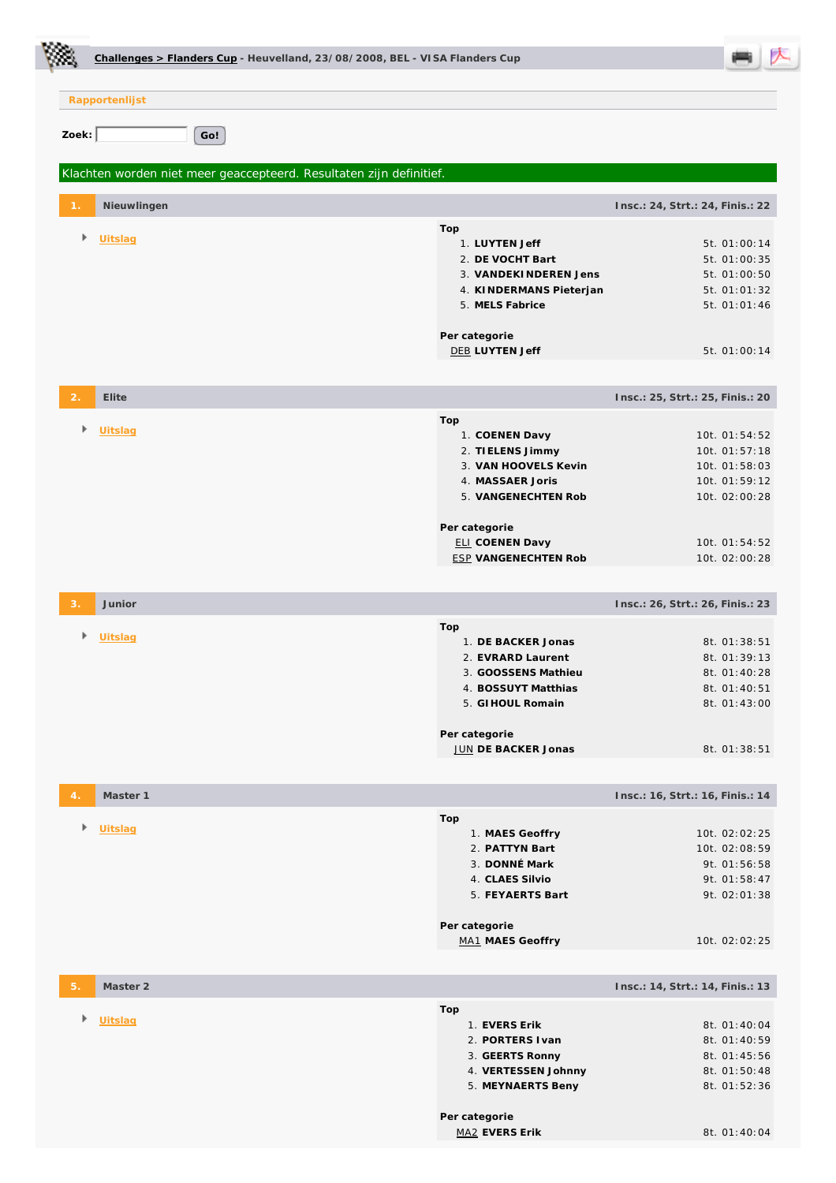**Challenges > Flanders Cup** - Heuvelland, 23/08/2008, BEL - VISA Flanders Cup

**Rapportenlijst**

Zoek: Go!

Klachten worden niet meer geaccepteerd. Resultaten zijn definitief.

## 1. Nieuwlingen

Insc.: 24, Strt.: 24, Finis.: 22

- Uitslag

**Top**

| | Naam | Tijd |
|---|---|---|
| 1. | **LUYTEN Jeff** | 5t. 01:00:14 |
| 2. | **DE VOCHT Bart** | 5t. 01:00:35 |
| 3. | **VANDEKINDEREN Jens** | 5t. 01:00:50 |
| 4. | **KINDERMANS Pieterjan** | 5t. 01:01:32 |
| 5. | **MELS Fabrice** | 5t. 01:01:46 |

**Per categorie**

| | Naam | Tijd |
|---|---|---|
| DEB | **LUYTEN Jeff** | 5t. 01:00:14 |

## 2. Elite

Insc.: 25, Strt.: 25, Finis.: 20

- Uitslag

**Top**

| | Naam | Tijd |
|---|---|---|
| 1. | **COENEN Davy** | 10t. 01:54:52 |
| 2. | **TIELENS Jimmy** | 10t. 01:57:18 |
| 3. | **VAN HOOVELS Kevin** | 10t. 01:58:03 |
| 4. | **MASSAER Joris** | 10t. 01:59:12 |
| 5. | **VANGENECHTEN Rob** | 10t. 02:00:28 |

**Per categorie**

| | Naam | Tijd |
|---|---|---|
| ELI | **COENEN Davy** | 10t. 01:54:52 |
| ESP | **VANGENECHTEN Rob** | 10t. 02:00:28 |

## 3. Junior

Insc.: 26, Strt.: 26, Finis.: 23

- Uitslag

**Top**

| | Naam | Tijd |
|---|---|---|
| 1. | **DE BACKER Jonas** | 8t. 01:38:51 |
| 2. | **EVRARD Laurent** | 8t. 01:39:13 |
| 3. | **GOOSSENS Mathieu** | 8t. 01:40:28 |
| 4. | **BOSSUYT Matthias** | 8t. 01:40:51 |
| 5. | **GIHOUL Romain** | 8t. 01:43:00 |

**Per categorie**

| | Naam | Tijd |
|---|---|---|
| JUN | **DE BACKER Jonas** | 8t. 01:38:51 |

## 4. Master 1

Insc.: 16, Strt.: 16, Finis.: 14

- Uitslag

**Top**

| | Naam | Tijd |
|---|---|---|
| 1. | **MAES Geoffry** | 10t. 02:02:25 |
| 2. | **PATTYN Bart** | 10t. 02:08:59 |
| 3. | **DONNÉ Mark** | 9t. 01:56:58 |
| 4. | **CLAES Silvio** | 9t. 01:58:47 |
| 5. | **FEYAERTS Bart** | 9t. 02:01:38 |

**Per categorie**

| | Naam | Tijd |
|---|---|---|
| MA1 | **MAES Geoffry** | 10t. 02:02:25 |

## 5. Master 2

Insc.: 14, Strt.: 14, Finis.: 13

- Uitslag

**Top**

| | Naam | Tijd |
|---|---|---|
| 1. | **EVERS Erik** | 8t. 01:40:04 |
| 2. | **PORTERS Ivan** | 8t. 01:40:59 |
| 3. | **GEERTS Ronny** | 8t. 01:45:56 |
| 4. | **VERTESSEN Johnny** | 9t. 01:50:48 |
| 5. | **MEYNAERTS Beny** | 8t. 01:52:36 |

**Per categorie**

| | Naam | Tijd |
|---|---|---|
| MA2 | **EVERS Erik** | 8t. 01:40:04 |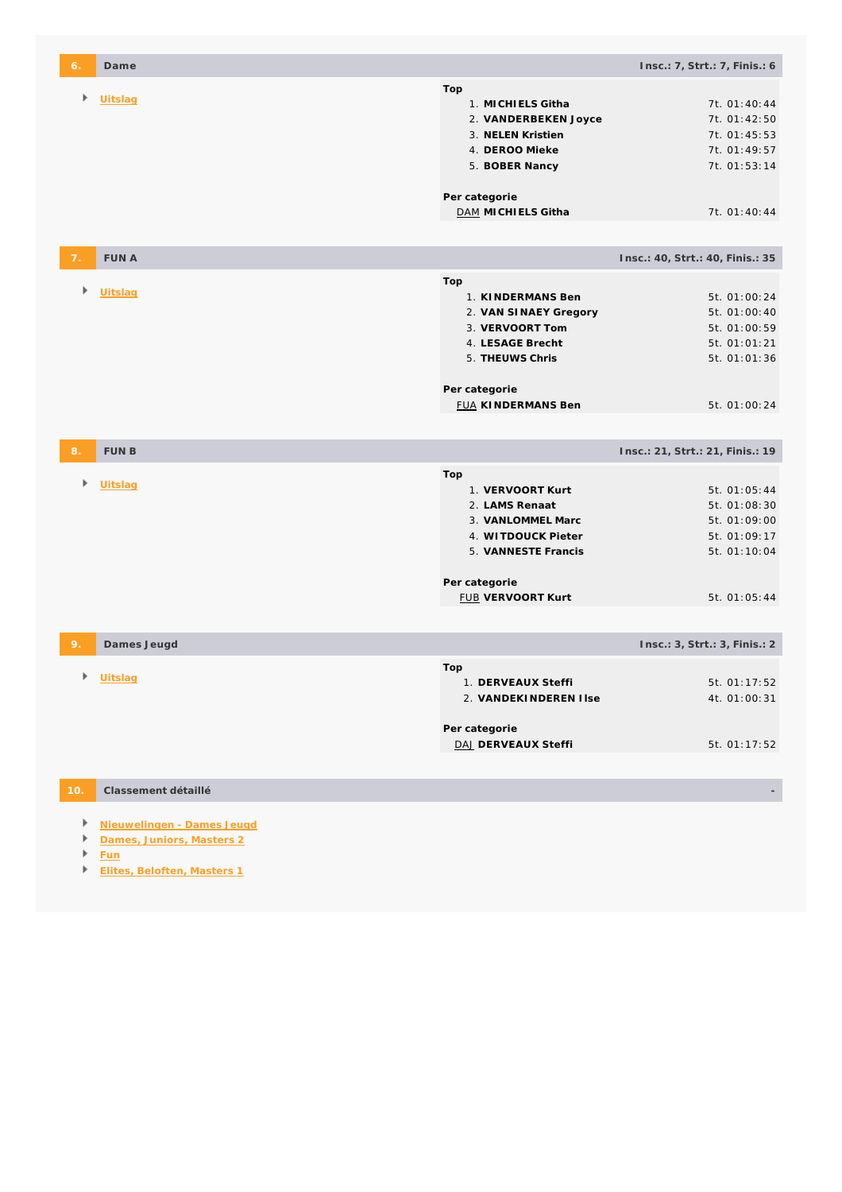## 6. Dame

Insc.: 7, Strt.: 7, Finis.: 6

- Uitslag

**Top**

| | | |
|---|---|---|
| 1. | **MICHIELS Githa** | 7t. 01:40:44 |
| 2. | **VANDERBEKEN Joyce** | 7t. 01:42:50 |
| 3. | **NELEN Kristien** | 7t. 01:45:53 |
| 4. | **DEROO Mieke** | 7t. 01:49:57 |
| 5. | **BOBER Nancy** | 7t. 01:53:14 |

**Per categorie**

| | | |
|---|---|---|
| DAM | **MICHIELS Githa** | 7t. 01:40:44 |

## 7. FUN A

Insc.: 40, Strt.: 40, Finis.: 35

- Uitslag

**Top**

| | | |
|---|---|---|
| 1. | **KINDERMANS Ben** | 5t. 01:00:24 |
| 2. | **VAN SINAEY Gregory** | 5t. 01:00:40 |
| 3. | **VERVOORT Tom** | 5t. 01:00:59 |
| 4. | **LESAGE Brecht** | 5t. 01:01:21 |
| 5. | **THEUWS Chris** | 5t. 01:01:36 |

**Per categorie**

| | | |
|---|---|---|
| FUA | **KINDERMANS Ben** | 5t. 01:00:24 |

## 8. FUN B

Insc.: 21, Strt.: 21, Finis.: 19

- Uitslag

**Top**

| | | |
|---|---|---|
| 1. | **VERVOORT Kurt** | 5t. 01:05:44 |
| 2. | **LAMS Renaat** | 5t. 01:08:30 |
| 3. | **VANLOMMEL Marc** | 5t. 01:09:00 |
| 4. | **WITDOUCK Pieter** | 5t. 01:09:17 |
| 5. | **VANNESTE Francis** | 5t. 01:10:04 |

**Per categorie**

| | | |
|---|---|---|
| FUB | **VERVOORT Kurt** | 5t. 01:05:44 |

## 9. Dames Jeugd

Insc.: 3, Strt.: 3, Finis.: 2

- Uitslag

**Top**

| | | |
|---|---|---|
| 1. | **DERVEAUX Steffi** | 5t. 01:17:52 |
| 2. | **VANDEKINDEREN Ilse** | 4t. 01:00:31 |

**Per categorie**

| | | |
|---|---|---|
| DAJ | **DERVEAUX Steffi** | 5t. 01:17:52 |

## 10. Classement détaillé

-

- Nieuwelingen - Dames Jeugd
- Dames, Juniors, Masters 2
- Fun
- Elites, Beloften, Masters 1